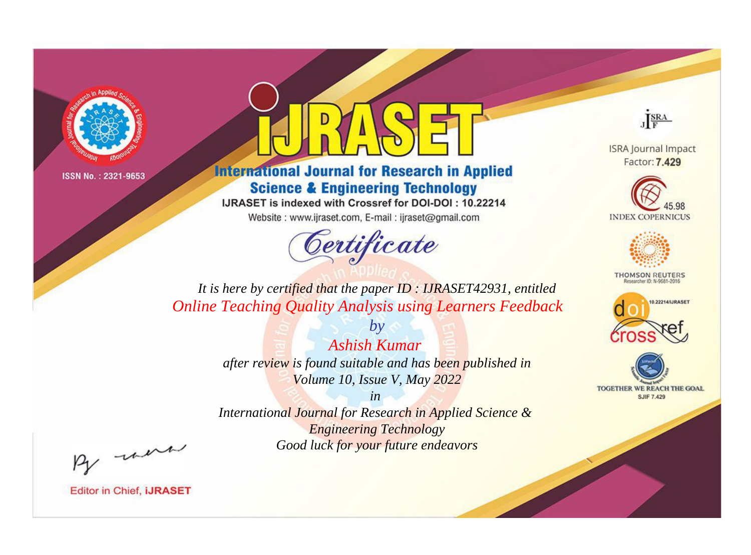ISSN No. : 2321-9653

# iJRASET

## International Journal for Research in Applied Science & Engineering Technology

IJRASET is indexed with Crossref for DOI-DOI : 10.22214

Website : www.ijraset.com, E-mail : ijraset@gmail.com

ISRA Journal Impact Factor: **7.429**

45.98 INDEX COPERNICUS

THOMSON REUTERS Researcher ID: N-9681-2016

10.22214/IJRASET

TOGETHER WE REACH THE GOAL SJIF 7.429

# *Certificate*

*It is here by certified that the paper ID : IJRASET42931, entitled*

*Online Teaching Quality Analysis using Learners Feedback*

*by*

*Ashish Kumar*

*after review is found suitable and has been published in*

*Volume 10, Issue V, May 2022*

*in*

*International Journal for Research in Applied Science & Engineering Technology*

*Good luck for your future endeavors*

Editor in Chief, **iJRASET**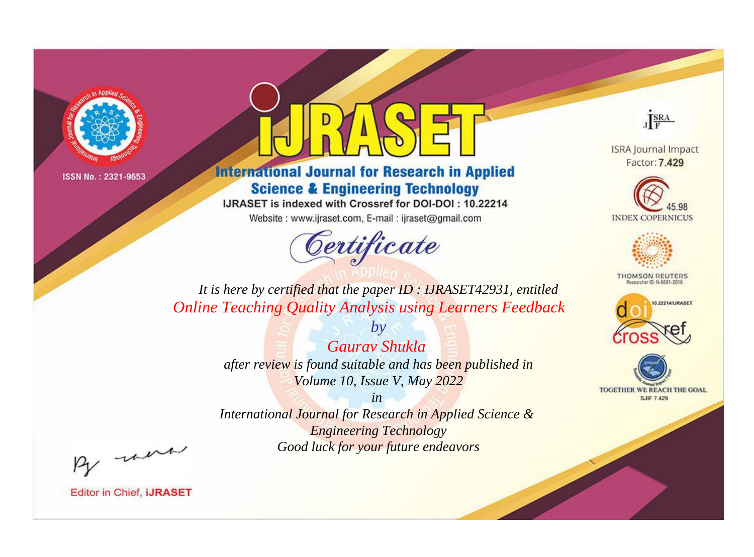ISSN No. : 2321-9653

# iJRASET

## International Journal for Research in Applied Science & Engineering Technology

IJRASET is indexed with Crossref for DOI-DOI : 10.22214

Website : www.ijraset.com, E-mail : ijraset@gmail.com

ISRA Journal Impact Factor: **7.429**

45.98 INDEX COPERNICUS

THOMSON REUTERS Researcher ID: N-9681-2016

10.22214/IJRASET

TOGETHER WE REACH THE GOAL SJIF 7.429

*Certificate*

*It is here by certified that the paper ID : IJRASET42931, entitled*

*Online Teaching Quality Analysis using Learners Feedback*

*by*

*Gaurav Shukla*

*after review is found suitable and has been published in*

*Volume 10, Issue V, May 2022*

*in*

*International Journal for Research in Applied Science & Engineering Technology*

*Good luck for your future endeavors*

Editor in Chief, **iJRASET**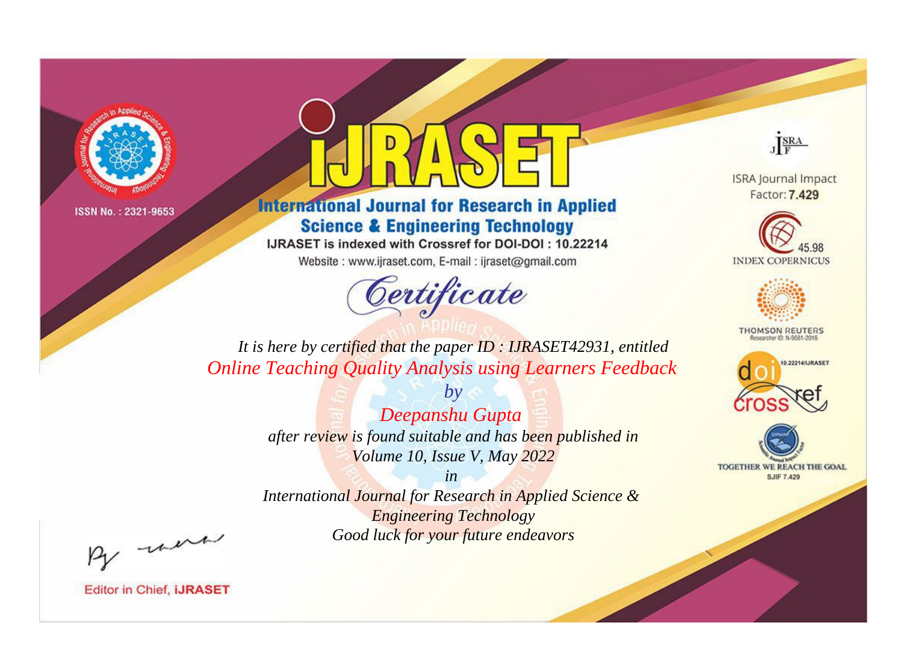ISSN No. : 2321-9653

# iJRASET

## International Journal for Research in Applied Science & Engineering Technology

IJRASET is indexed with Crossref for DOI-DOI : 10.22214

Website : www.ijraset.com, E-mail : ijraset@gmail.com

# Certificate

*It is here by certified that the paper ID : IJRASET42931, entitled*

*Online Teaching Quality Analysis using Learners Feedback*

*by*

*Deepanshu Gupta*

*after review is found suitable and has been published in*

*Volume 10, Issue V, May 2022*

*in*

*International Journal for Research in Applied Science & Engineering Technology*

*Good luck for your future endeavors*

ISRA Journal Impact Factor: **7.429**

45.98 INDEX COPERNICUS

THOMSON REUTERS Researcher ID: N-9681-2016

10.22214/IJRASET

TOGETHER WE REACH THE GOAL SJIF 7.429

Editor in Chief, **iJRASET**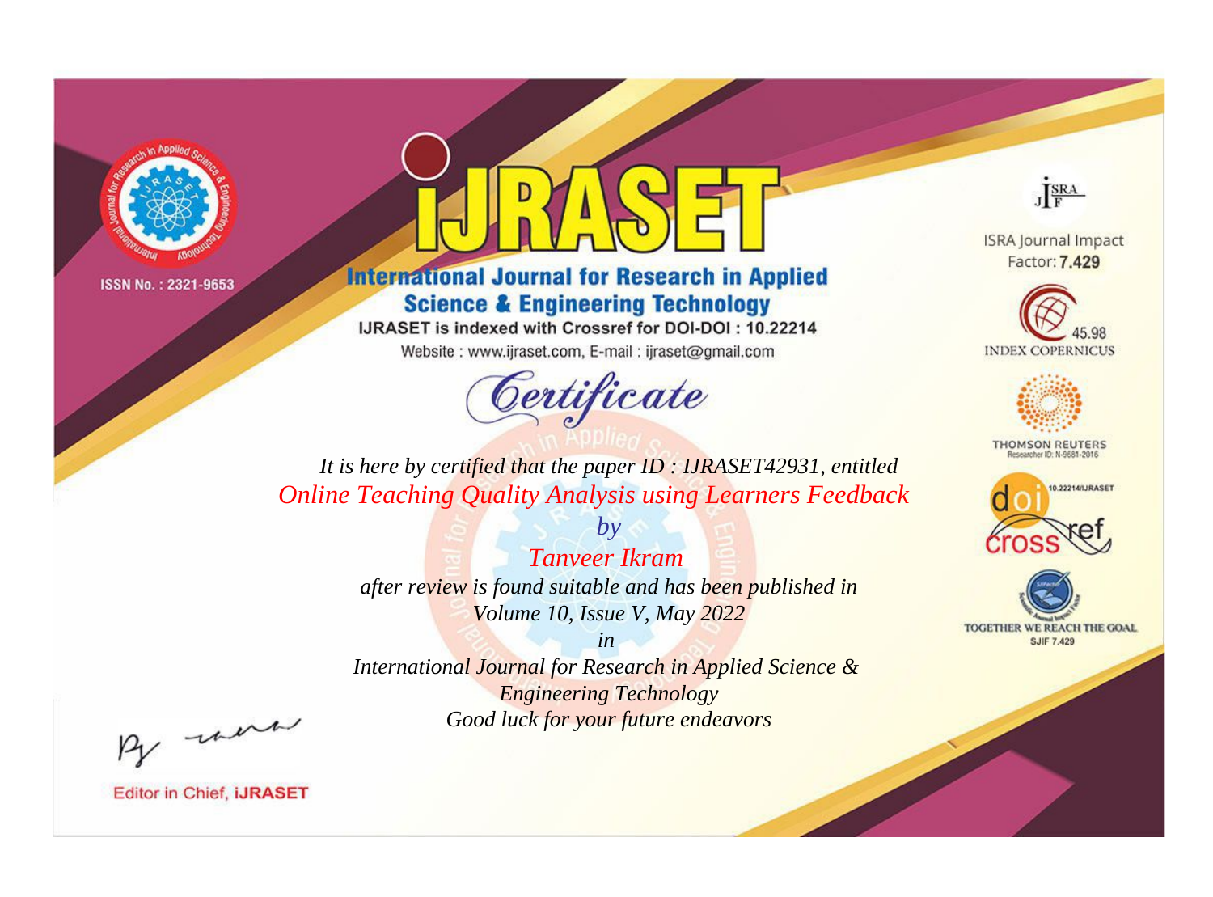ISSN No. : 2321-9653

# iJRASET

## International Journal for Research in Applied Science & Engineering Technology

IJRASET is indexed with Crossref for DOI-DOI : 10.22214

Website : www.ijraset.com, E-mail : ijraset@gmail.com

# Certificate

*It is here by certified that the paper ID : IJRASET42931, entitled*

*Online Teaching Quality Analysis using Learners Feedback*

*by*

*Tanveer Ikram*

*after review is found suitable and has been published in*

*Volume 10, Issue V, May 2022*

*in*

*International Journal for Research in Applied Science & Engineering Technology*

*Good luck for your future endeavors*

Editor in Chief, iJRASET

ISRA Journal Impact Factor: **7.429**

45.98 INDEX COPERNICUS

THOMSON REUTERS Researcher ID: N-9681-2016

10.22214/IJRASET

TOGETHER WE REACH THE GOAL SJIF 7.429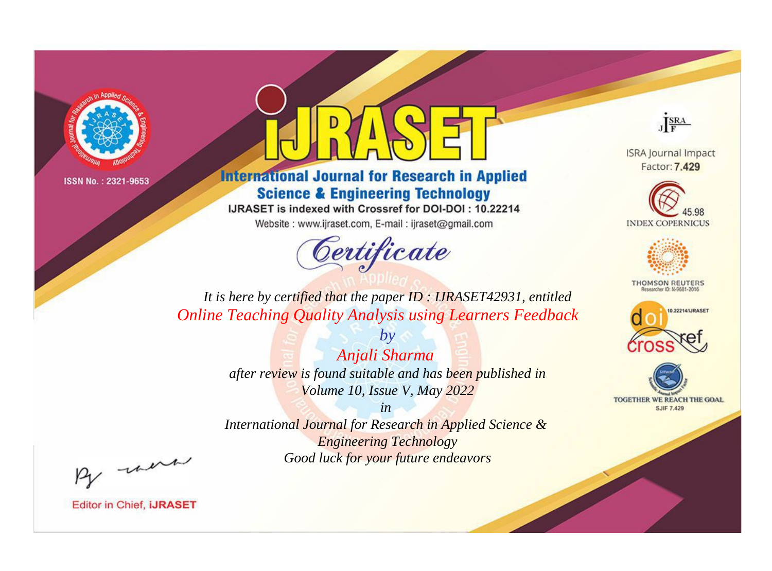ISSN No. : 2321-9653

# iJRASET

## International Journal for Research in Applied Science & Engineering Technology

IJRASET is indexed with Crossref for DOI-DOI : 10.22214

Website : www.ijraset.com, E-mail : ijraset@gmail.com

# Certificate

*It is here by certified that the paper ID : IJRASET42931, entitled*

*Online Teaching Quality Analysis using Learners Feedback*

*by*

*Anjali Sharma*

*after review is found suitable and has been published in*

*Volume 10, Issue V, May 2022*

*in*

*International Journal for Research in Applied Science & Engineering Technology*

*Good luck for your future endeavors*

ISRA Journal Impact Factor: **7.429**

45.98 INDEX COPERNICUS

THOMSON REUTERS Researcher ID: N-9681-2016

10.22214/IJRASET

TOGETHER WE REACH THE GOAL SJIF 7.429

Editor in Chief, **iJRASET**